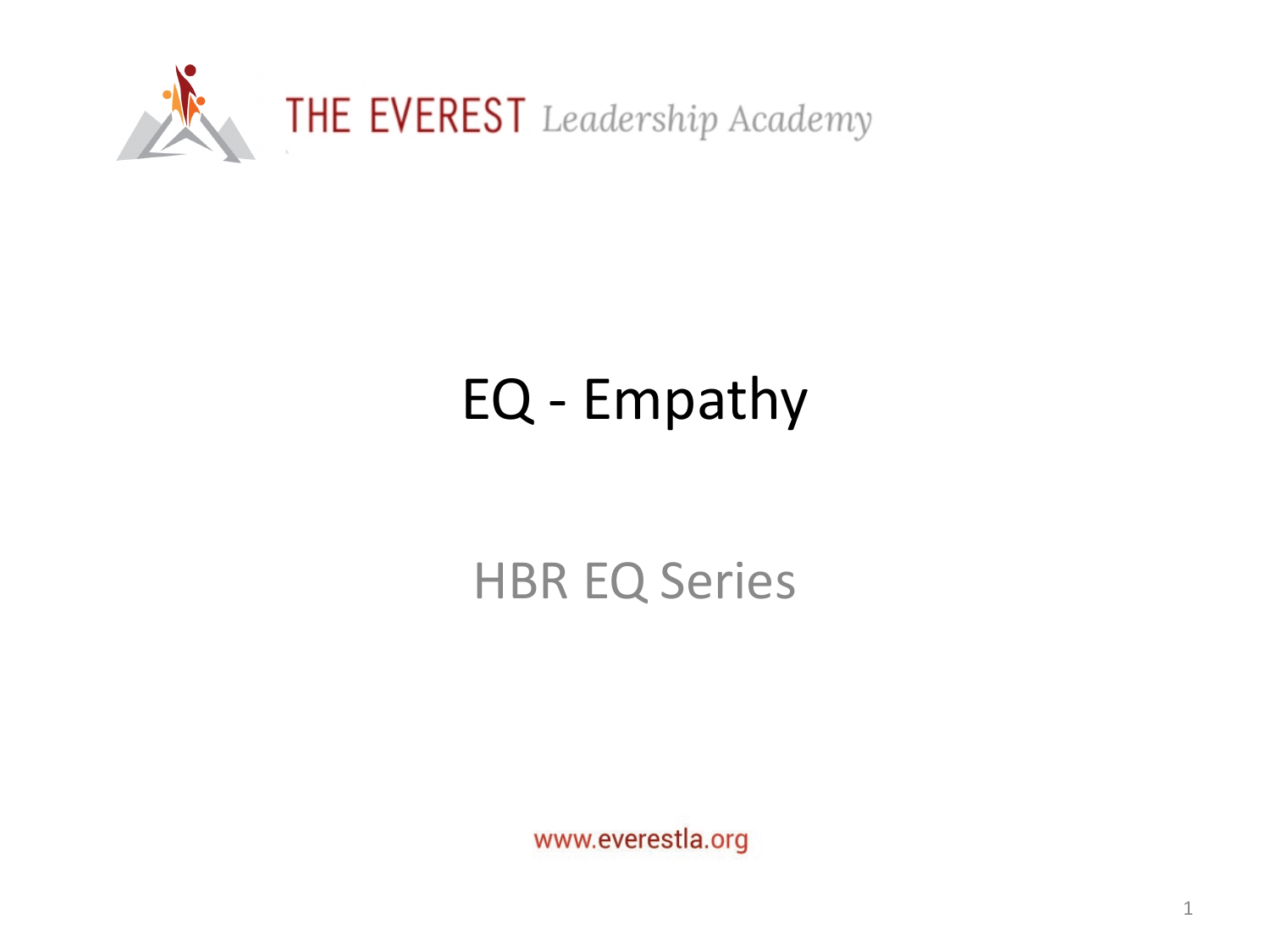THE EVEREST *Leadership Academy*

# EQ - Empathy

## HBR EQ Series

www.everestla.org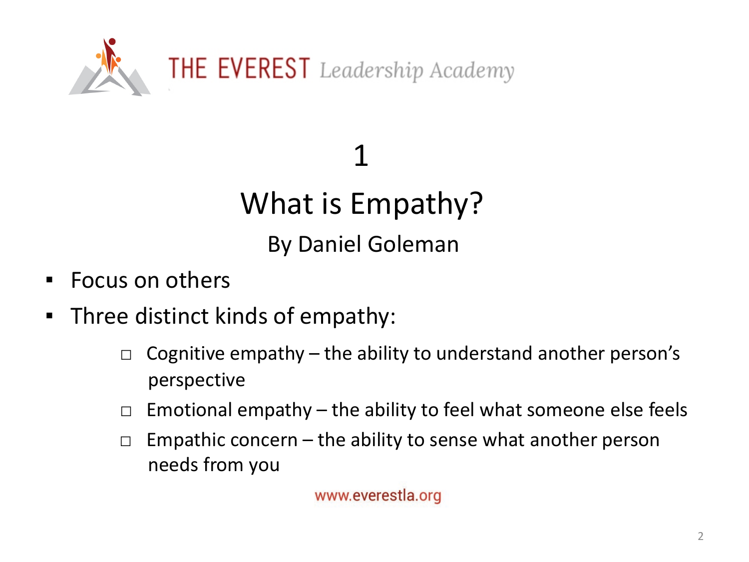THE EVEREST *Leadership Academy*

# 1

# What is Empathy?

## By Daniel Goleman

- Focus on others
- Three distinct kinds of empathy:
  - Cognitive empathy – the ability to understand another person's perspective
  - Emotional empathy – the ability to feel what someone else feels
  - Empathic concern – the ability to sense what another person needs from you

www.everestla.org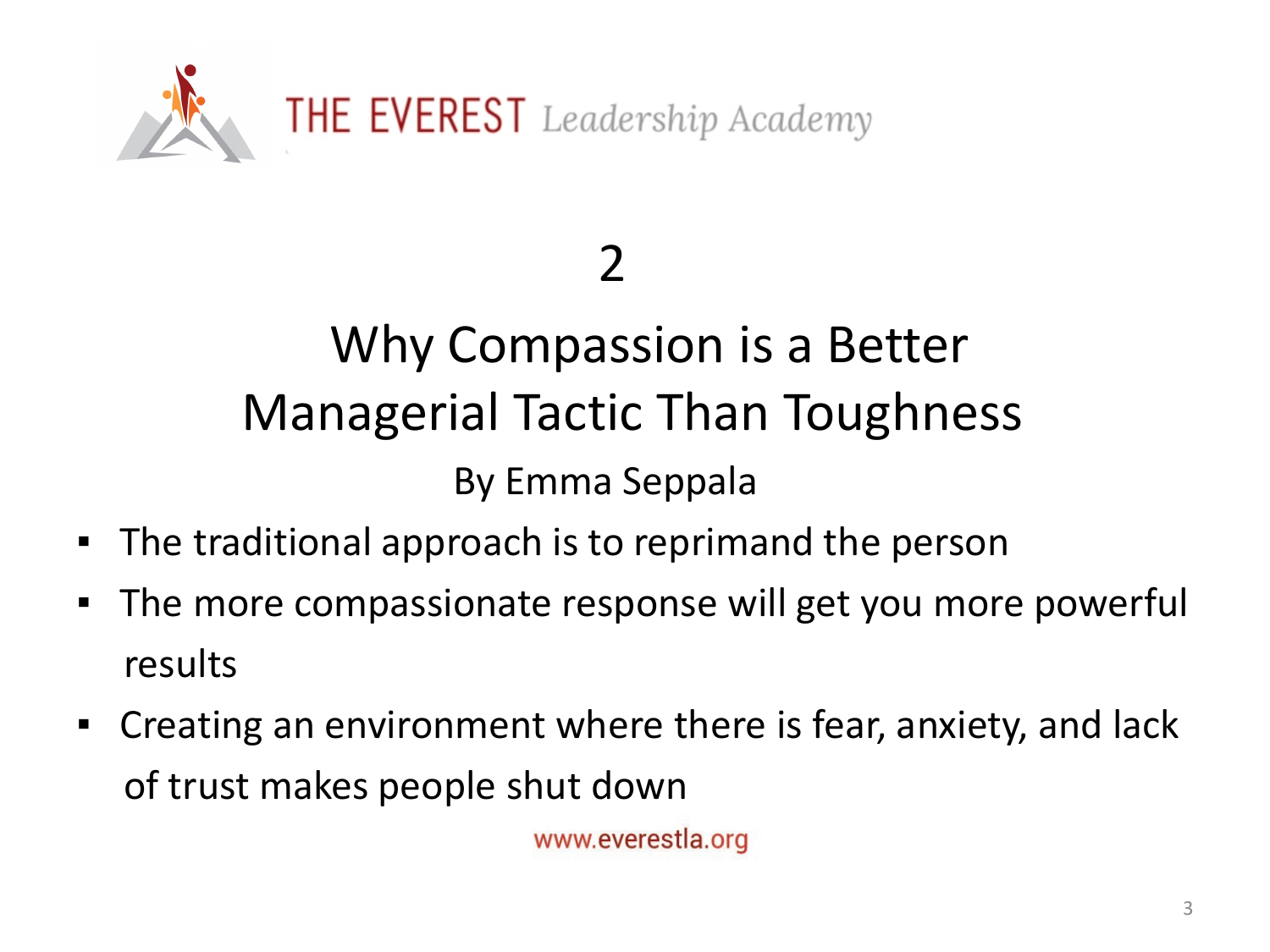THE EVEREST *Leadership Academy*

# 2

## Why Compassion is a Better Managerial Tactic Than Toughness

By Emma Seppala

- The traditional approach is to reprimand the person
- The more compassionate response will get you more powerful results
- Creating an environment where there is fear, anxiety, and lack of trust makes people shut down

www.everestla.org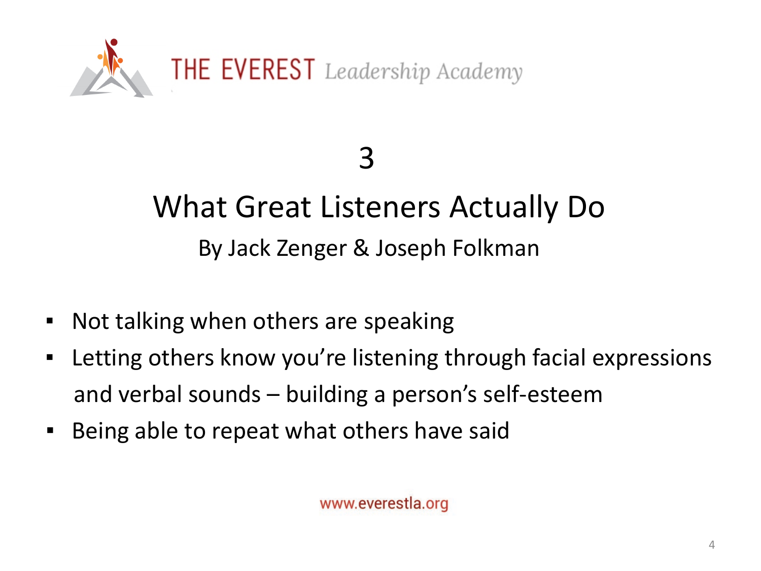THE EVEREST *Leadership Academy*

3

# What Great Listeners Actually Do

By Jack Zenger & Joseph Folkman

- Not talking when others are speaking
- Letting others know you're listening through facial expressions and verbal sounds – building a person's self-esteem
- Being able to repeat what others have said

www.everestla.org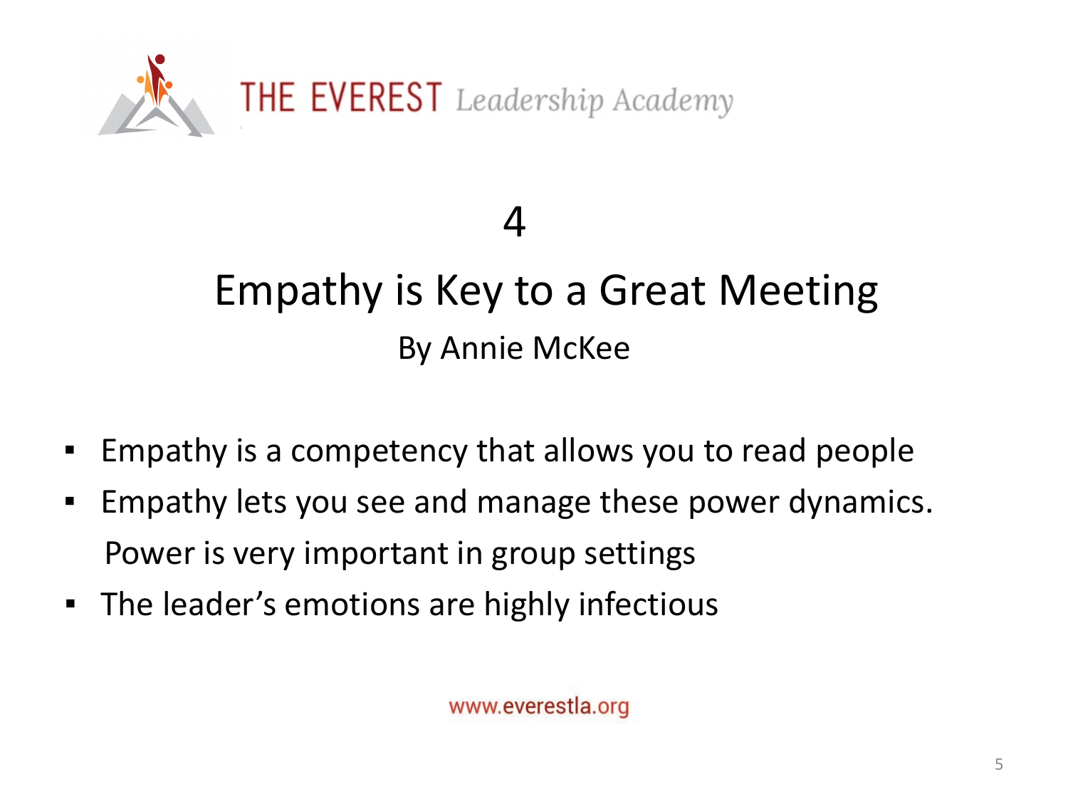THE EVEREST *Leadership Academy*

4

# Empathy is Key to a Great Meeting

By Annie McKee

- Empathy is a competency that allows you to read people
- Empathy lets you see and manage these power dynamics. Power is very important in group settings
- The leader's emotions are highly infectious

www.everestla.org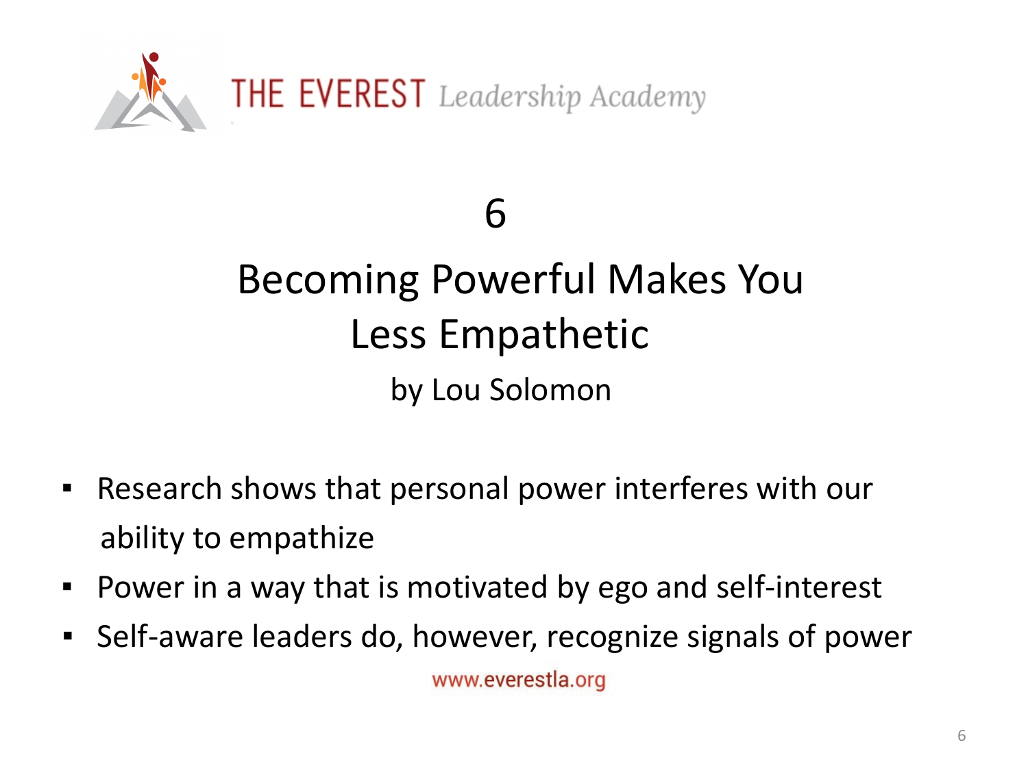THE EVEREST *Leadership Academy*

6

# Becoming Powerful Makes You Less Empathetic

by Lou Solomon

- Research shows that personal power interferes with our ability to empathize
- Power in a way that is motivated by ego and self-interest
- Self-aware leaders do, however, recognize signals of power

www.everestla.org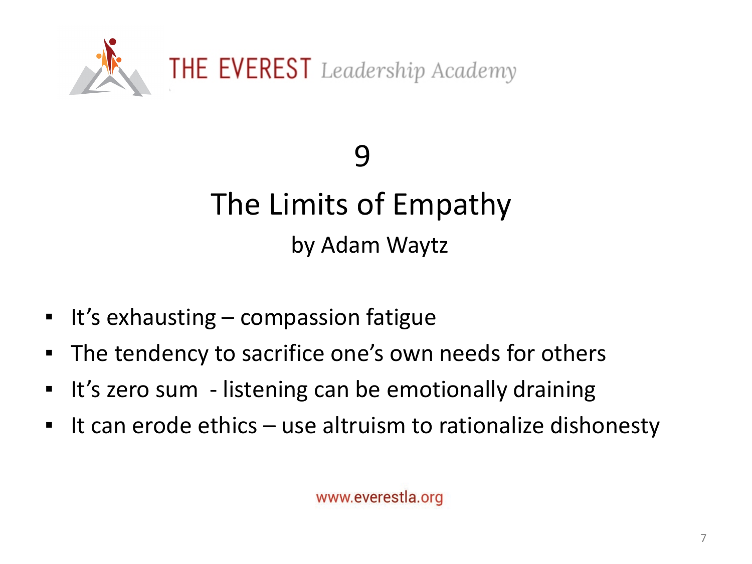THE EVEREST *Leadership Academy*

# 9

# The Limits of Empathy

by Adam Waytz

- It's exhausting – compassion fatigue
- The tendency to sacrifice one's own needs for others
- It's zero sum - listening can be emotionally draining
- It can erode ethics – use altruism to rationalize dishonesty

www.everestla.org